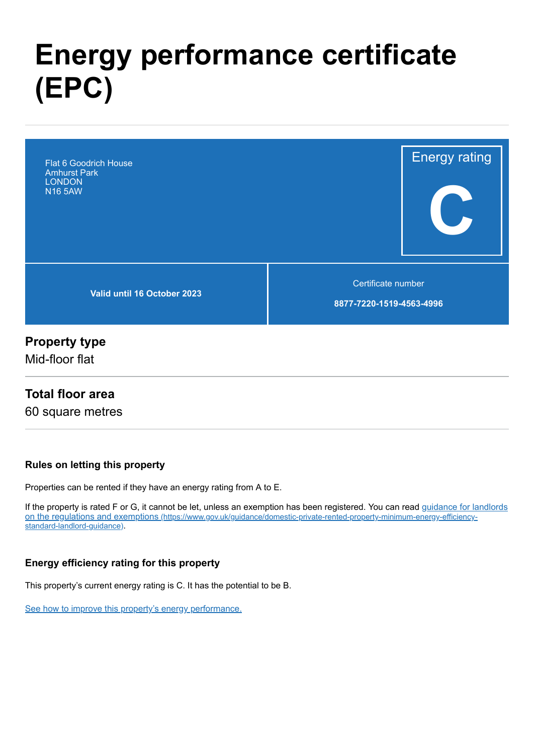# Energy performance certificate (EPC)

Flat 6 Goodrich House
Amhurst Park
LONDON
N16 5AW

Energy rating

**C**

**Valid until 16 October 2023**

Certificate number

**8877-7220-1519-4563-4996**

## Property type

Mid-floor flat

## Total floor area

60 square metres

### Rules on letting this property

Properties can be rented if they have an energy rating from A to E.

If the property is rated F or G, it cannot be let, unless an exemption has been registered. You can read [guidance for landlords on the regulations and exemptions (https://www.gov.uk/guidance/domestic-private-rented-property-minimum-energy-efficiency-standard-landlord-guidance)](https://www.gov.uk/guidance/domestic-private-rented-property-minimum-energy-efficiency-standard-landlord-guidance).

### Energy efficiency rating for this property

This property's current energy rating is C. It has the potential to be B.

See how to improve this property's energy performance.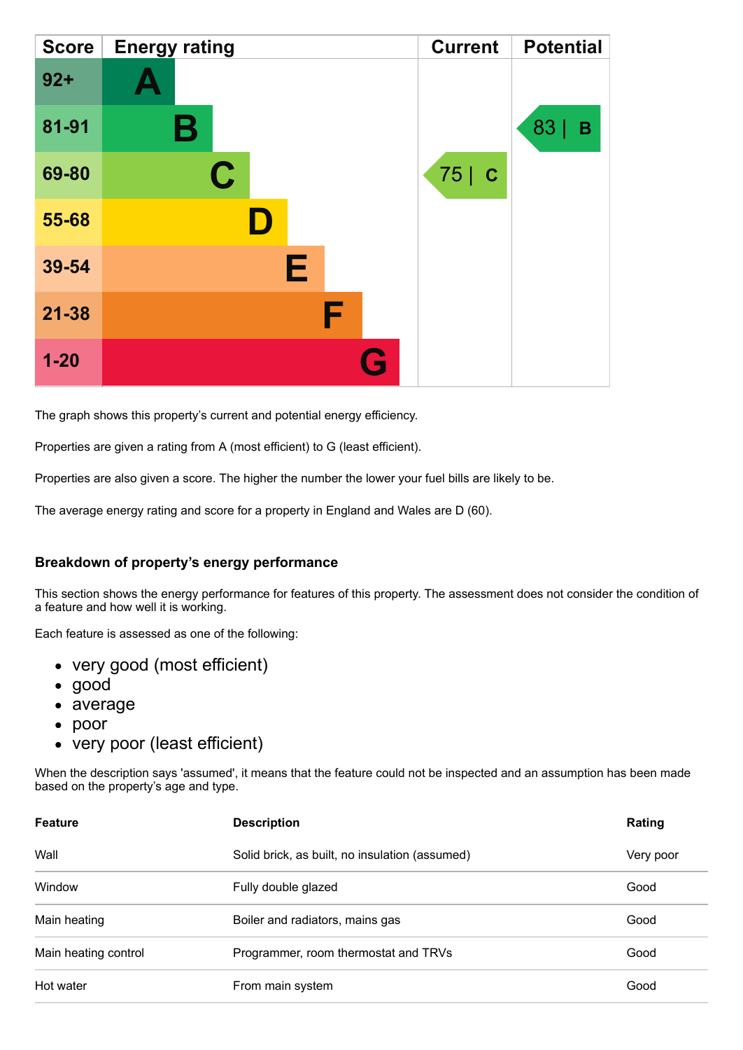| Score | Energy rating | Current | Potential |
|---|---|---|---|
| 92+ | A | | |
| 81-91 | B | | 83 \| B |
| 69-80 | C | 75 \| C | |
| 55-68 | D | | |
| 39-54 | E | | |
| 21-38 | F | | |
| 1-20 | G | | |

The graph shows this property's current and potential energy efficiency.

Properties are given a rating from A (most efficient) to G (least efficient).

Properties are also given a score. The higher the number the lower your fuel bills are likely to be.

The average energy rating and score for a property in England and Wales are D (60).

### Breakdown of property's energy performance

This section shows the energy performance for features of this property. The assessment does not consider the condition of a feature and how well it is working.

Each feature is assessed as one of the following:

- very good (most efficient)
- good
- average
- poor
- very poor (least efficient)

When the description says 'assumed', it means that the feature could not be inspected and an assumption has been made based on the property's age and type.

| Feature | Description | Rating |
|---|---|---|
| Wall | Solid brick, as built, no insulation (assumed) | Very poor |
| Window | Fully double glazed | Good |
| Main heating | Boiler and radiators, mains gas | Good |
| Main heating control | Programmer, room thermostat and TRVs | Good |
| Hot water | From main system | Good |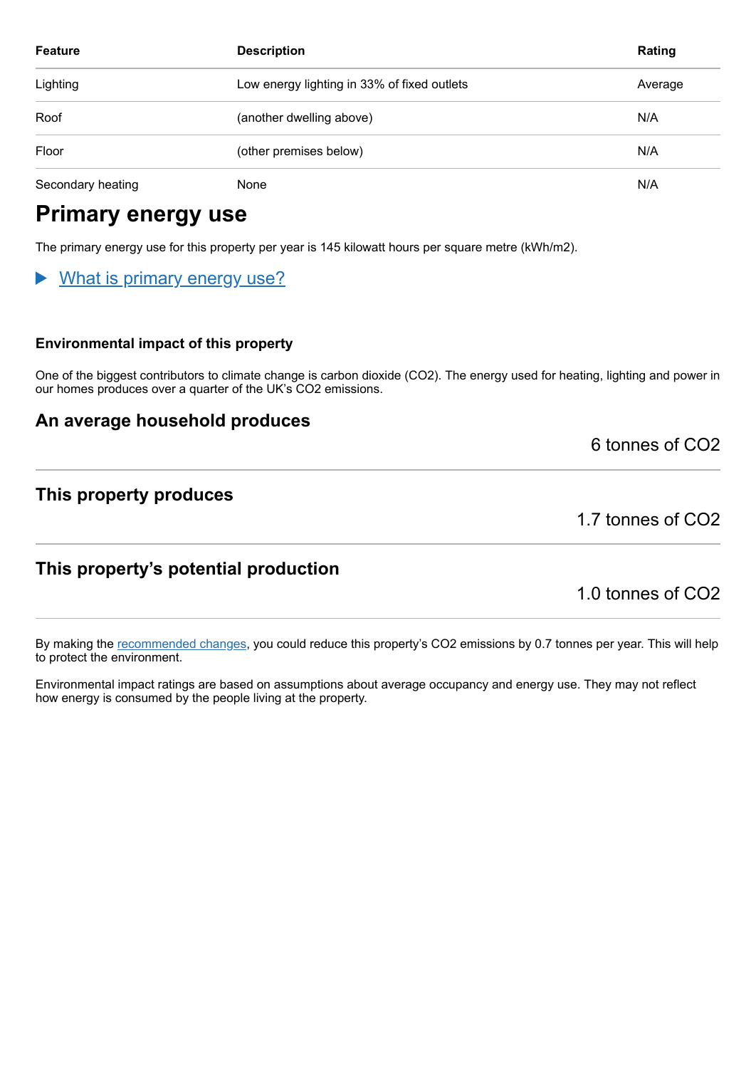| Feature | Description | Rating |
|---|---|---|
| Lighting | Low energy lighting in 33% of fixed outlets | Average |
| Roof | (another dwelling above) | N/A |
| Floor | (other premises below) | N/A |
| Secondary heating | None | N/A |

# Primary energy use

The primary energy use for this property per year is 145 kilowatt hours per square metre (kWh/m2).

▶ What is primary energy use?

### Environmental impact of this property

One of the biggest contributors to climate change is carbon dioxide ($CO_2$). The energy used for heating, lighting and power in our homes produces over a quarter of the UK's $CO_2$ emissions.

## An average household produces

6 tonnes of $CO_2$

## This property produces

1.7 tonnes of $CO_2$

## This property's potential production

1.0 tonnes of $CO_2$

By making the recommended changes, you could reduce this property's $CO_2$ emissions by 0.7 tonnes per year. This will help to protect the environment.

Environmental impact ratings are based on assumptions about average occupancy and energy use. They may not reflect how energy is consumed by the people living at the property.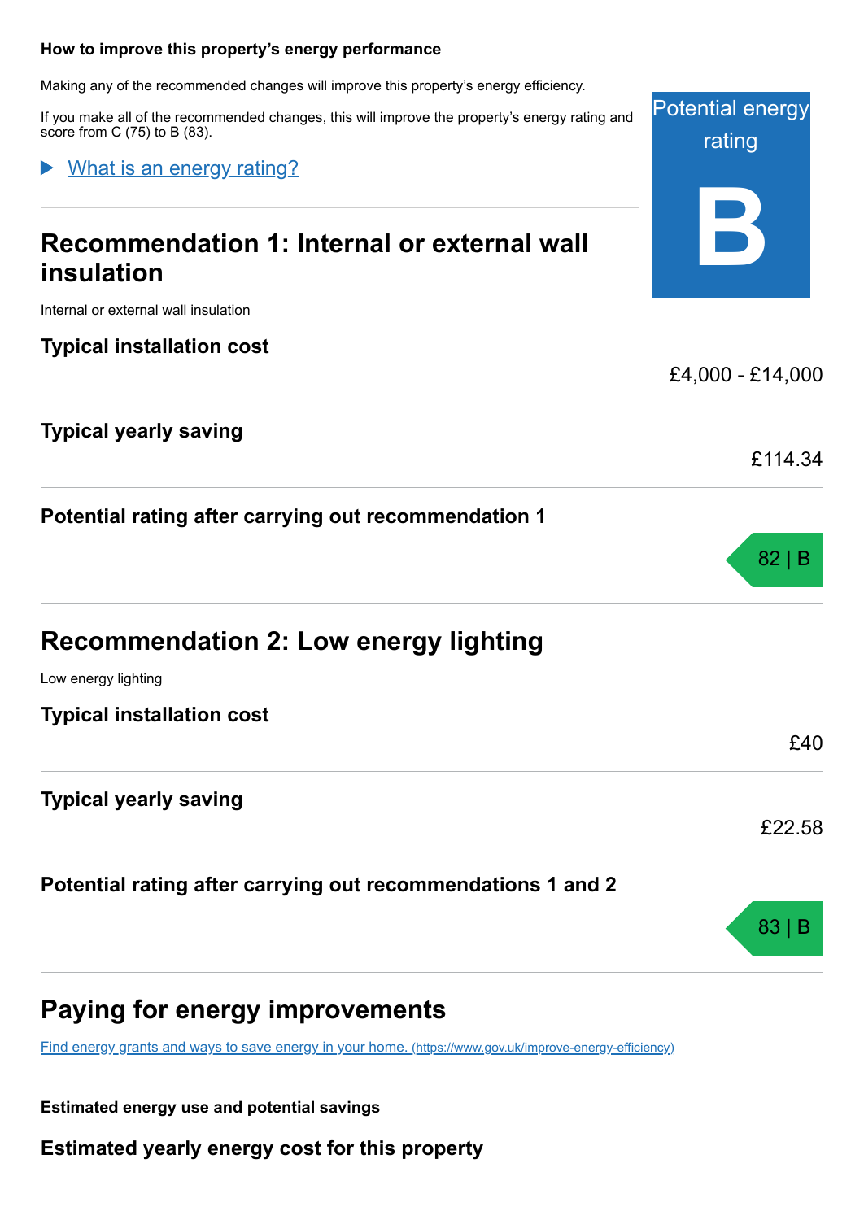**How to improve this property's energy performance**

Making any of the recommended changes will improve this property's energy efficiency.

If you make all of the recommended changes, this will improve the property's energy rating and score from C (75) to B (83).

Potential energy rating

**B**

▶ What is an energy rating?

## Recommendation 1: Internal or external wall insulation

Internal or external wall insulation

### Typical installation cost

£4,000 - £14,000

### Typical yearly saving

£114.34

### Potential rating after carrying out recommendation 1

82 | B

## Recommendation 2: Low energy lighting

Low energy lighting

### Typical installation cost

£40

### Typical yearly saving

£22.58

### Potential rating after carrying out recommendations 1 and 2

83 | B

## Paying for energy improvements

Find energy grants and ways to save energy in your home. (https://www.gov.uk/improve-energy-efficiency)

**Estimated energy use and potential savings**

### Estimated yearly energy cost for this property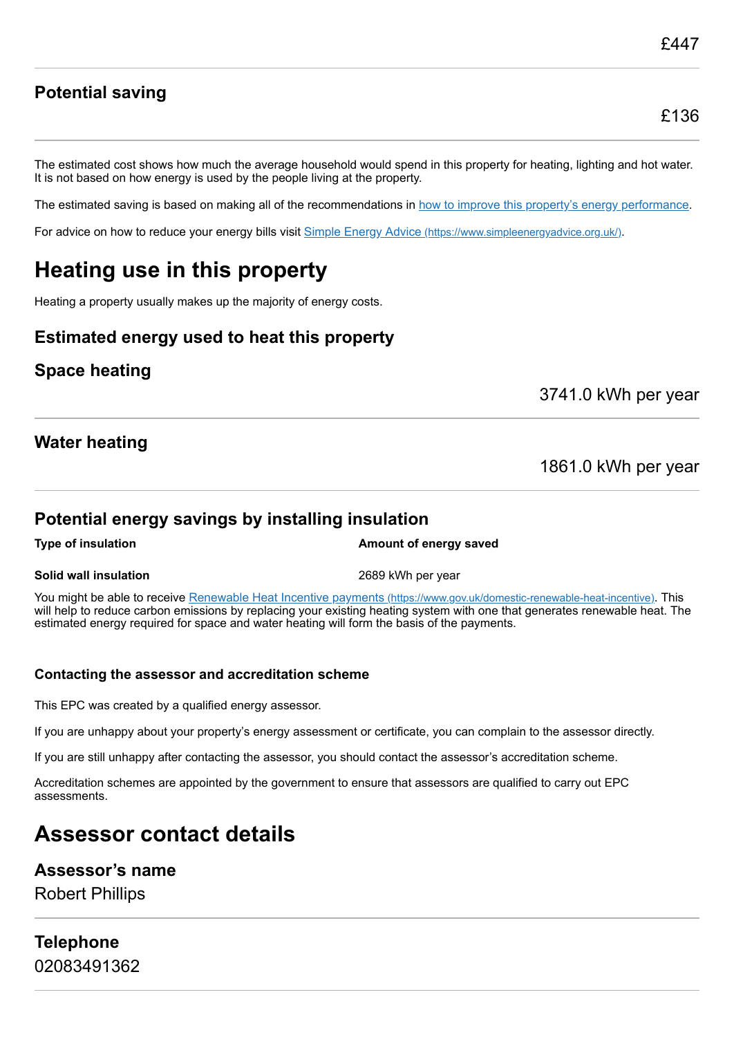£447

### Potential saving

£136

The estimated cost shows how much the average household would spend in this property for heating, lighting and hot water. It is not based on how energy is used by the people living at the property.

The estimated saving is based on making all of the recommendations in [how to improve this property's energy performance](#).

For advice on how to reduce your energy bills visit [Simple Energy Advice (https://www.simpleenergyadvice.org.uk/)](https://www.simpleenergyadvice.org.uk/).

# Heating use in this property

Heating a property usually makes up the majority of energy costs.

### Estimated energy used to heat this property

### Space heating

3741.0 kWh per year

### Water heating

1861.0 kWh per year

### Potential energy savings by installing insulation

| Type of insulation | Amount of energy saved |
| --- | --- |
| **Solid wall insulation** | 2689 kWh per year |

You might be able to receive [Renewable Heat Incentive payments (https://www.gov.uk/domestic-renewable-heat-incentive)](https://www.gov.uk/domestic-renewable-heat-incentive). This will help to reduce carbon emissions by replacing your existing heating system with one that generates renewable heat. The estimated energy required for space and water heating will form the basis of the payments.

#### Contacting the assessor and accreditation scheme

This EPC was created by a qualified energy assessor.

If you are unhappy about your property's energy assessment or certificate, you can complain to the assessor directly.

If you are still unhappy after contacting the assessor, you should contact the assessor's accreditation scheme.

Accreditation schemes are appointed by the government to ensure that assessors are qualified to carry out EPC assessments.

# Assessor contact details

### Assessor's name

Robert Phillips

### Telephone

02083491362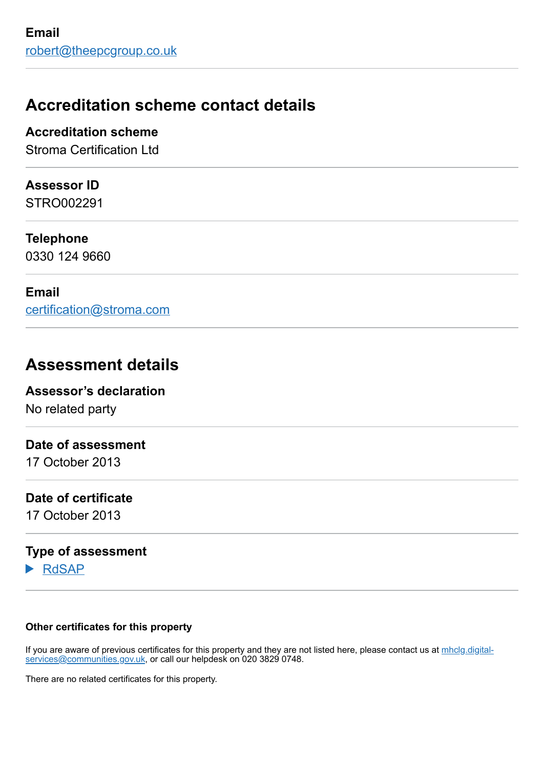**Email**
robert@theepcgroup.co.uk

## Accreditation scheme contact details

**Accreditation scheme**
Stroma Certification Ltd

**Assessor ID**
STRO002291

**Telephone**
0330 124 9660

**Email**
certification@stroma.com

## Assessment details

**Assessor's declaration**
No related party

**Date of assessment**
17 October 2013

**Date of certificate**
17 October 2013

**Type of assessment**
▶ RdSAP

**Other certificates for this property**

If you are aware of previous certificates for this property and they are not listed here, please contact us at mhclg.digital-services@communities.gov.uk, or call our helpdesk on 020 3829 0748.

There are no related certificates for this property.